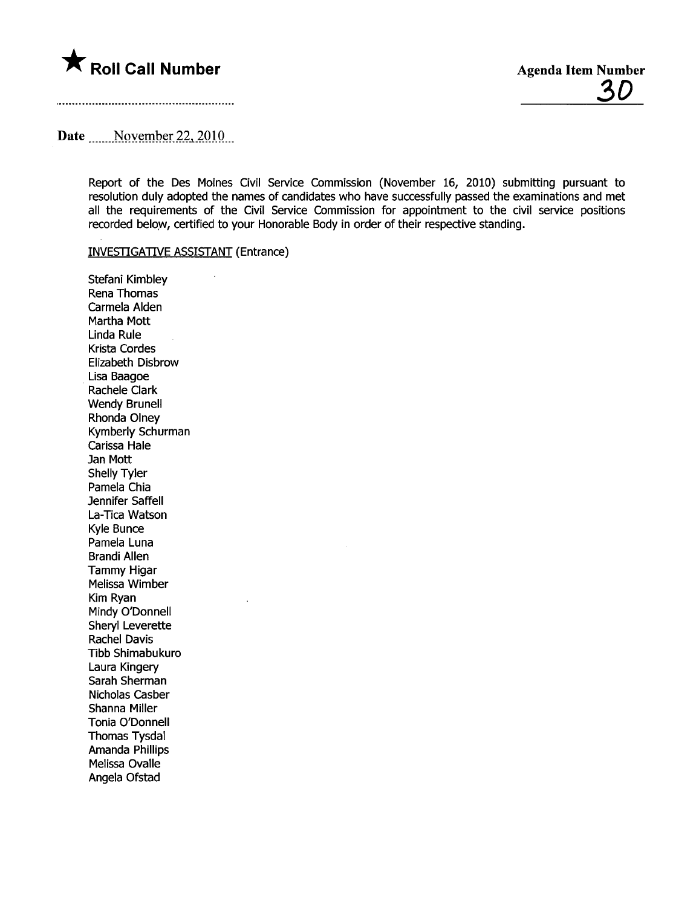★ **Roll Call Number**

**Agenda Item Number**

**30**

**Date** November 22, 2010

Report of the Des Moines Civil Service Commission (November 16, 2010) submitting pursuant to resolution duly adopted the names of candidates who have successfully passed the examinations and met all the requirements of the Civil Service Commission for appointment to the civil service positions recorded below, certified to your Honorable Body in order of their respective standing.

INVESTIGATIVE ASSISTANT (Entrance)

Stefani Kimbley
Rena Thomas
Carmela Alden
Martha Mott
Linda Rule
Krista Cordes
Elizabeth Disbrow
Lisa Baagoe
Rachele Clark
Wendy Brunell
Rhonda Olney
Kymberly Schurman
Carissa Hale
Jan Mott
Shelly Tyler
Pamela Chia
Jennifer Saffell
La-Tica Watson
Kyle Bunce
Pamela Luna
Brandi Allen
Tammy Higar
Melissa Wimber
Kim Ryan
Mindy O'Donnell
Sheryl Leverette
Rachel Davis
Tibb Shimabukuro
Laura Kingery
Sarah Sherman
Nicholas Casber
Shanna Miller
Tonia O'Donnell
Thomas Tysdal
Amanda Phillips
Melissa Ovalle
Angela Ofstad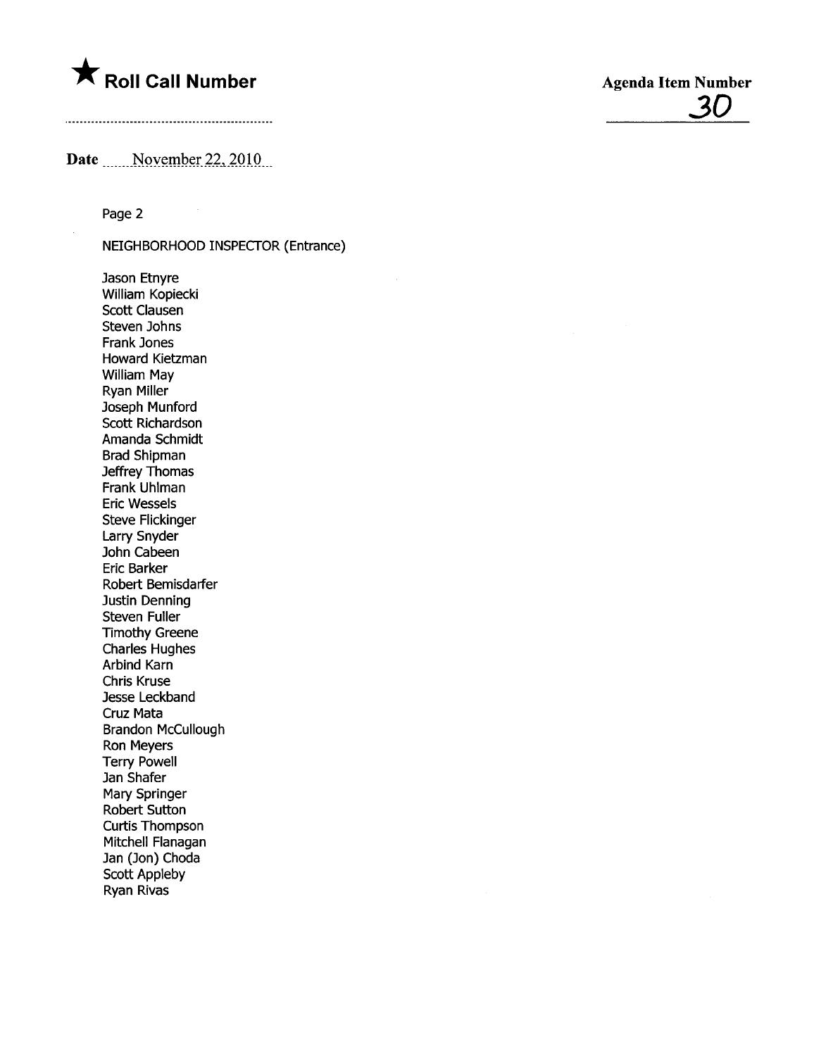★ **Roll Call Number**

**Agenda Item Number**

30

**Date** November 22, 2010

Page 2

NEIGHBORHOOD INSPECTOR (Entrance)

Jason Etnyre
William Kopiecki
Scott Clausen
Steven Johns
Frank Jones
Howard Kietzman
William May
Ryan Miller
Joseph Munford
Scott Richardson
Amanda Schmidt
Brad Shipman
Jeffrey Thomas
Frank Uhlman
Eric Wessels
Steve Flickinger
Larry Snyder
John Cabeen
Eric Barker
Robert Bemisdarfer
Justin Denning
Steven Fuller
Timothy Greene
Charles Hughes
Arbind Karn
Chris Kruse
Jesse Leckband
Cruz Mata
Brandon McCullough
Ron Meyers
Terry Powell
Jan Shafer
Mary Springer
Robert Sutton
Curtis Thompson
Mitchell Flanagan
Jan (Jon) Choda
Scott Appleby
Ryan Rivas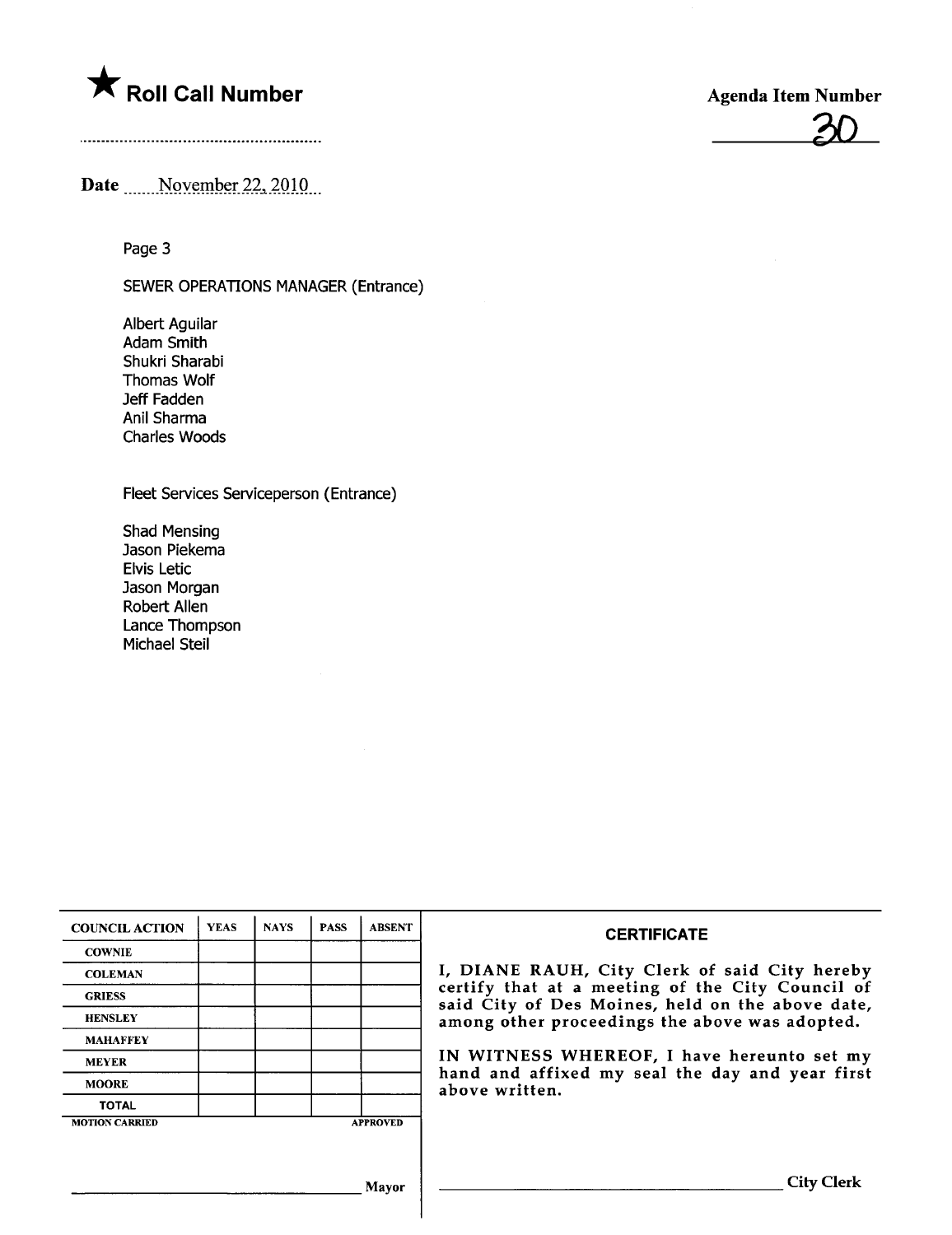★ **Roll Call Number**

**Agenda Item Number**

30

**Date** November 22, 2010

Page 3

SEWER OPERATIONS MANAGER (Entrance)

Albert Aguilar
Adam Smith
Shukri Sharabi
Thomas Wolf
Jeff Fadden
Anil Sharma
Charles Woods

Fleet Services Serviceperson (Entrance)

Shad Mensing
Jason Piekema
Elvis Letic
Jason Morgan
Robert Allen
Lance Thompson
Michael Steil

| COUNCIL ACTION | YEAS | NAYS | PASS | ABSENT |
|---|---|---|---|---|
| COWNIE | | | | |
| COLEMAN | | | | |
| GRIESS | | | | |
| HENSLEY | | | | |
| MAHAFFEY | | | | |
| MEYER | | | | |
| MOORE | | | | |
| TOTAL | | | | |

MOTION CARRIED APPROVED

_________________________ Mayor

**CERTIFICATE**

I, DIANE RAUH, City Clerk of said City hereby certify that at a meeting of the City Council of said City of Des Moines, held on the above date, among other proceedings the above was adopted.

IN WITNESS WHEREOF, I have hereunto set my hand and affixed my seal the day and year first above written.

_________________________ City Clerk